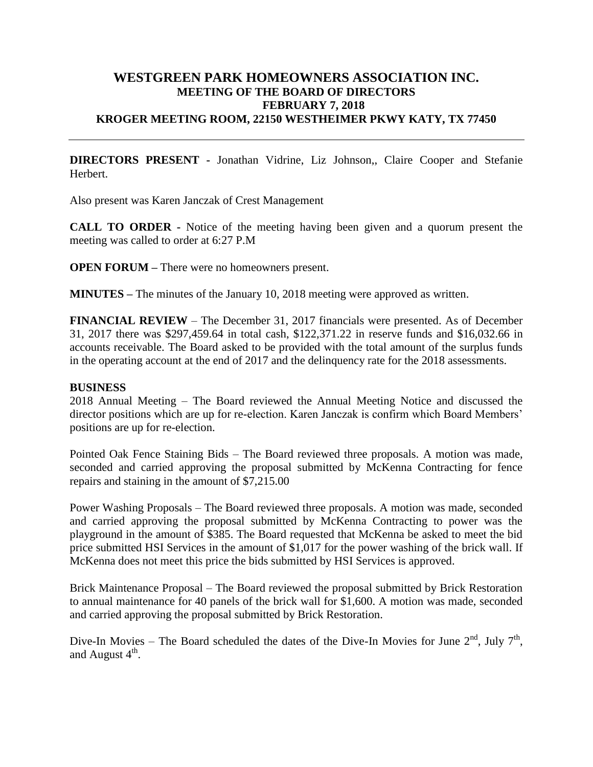# WESTGREEN PARK HOMEOWNERS ASSOCIATION INC.
## MEETING OF THE BOARD OF DIRECTORS
## FEBRUARY 7, 2018
## KROGER MEETING ROOM, 22150 WESTHEIMER PKWY KATY, TX 77450

---

**DIRECTORS PRESENT -** Jonathan Vidrine, Liz Johnson,, Claire Cooper and Stefanie Herbert.

Also present was Karen Janczak of Crest Management

**CALL TO ORDER -** Notice of the meeting having been given and a quorum present the meeting was called to order at 6:27 P.M

**OPEN FORUM –** There were no homeowners present.

**MINUTES –** The minutes of the January 10, 2018 meeting were approved as written.

**FINANCIAL REVIEW** – The December 31, 2017 financials were presented. As of December 31, 2017 there was $297,459.64 in total cash, $122,371.22 in reserve funds and $16,032.66 in accounts receivable. The Board asked to be provided with the total amount of the surplus funds in the operating account at the end of 2017 and the delinquency rate for the 2018 assessments.

**BUSINESS**

2018 Annual Meeting – The Board reviewed the Annual Meeting Notice and discussed the director positions which are up for re-election. Karen Janczak is confirm which Board Members' positions are up for re-election.

Pointed Oak Fence Staining Bids – The Board reviewed three proposals. A motion was made, seconded and carried approving the proposal submitted by McKenna Contracting for fence repairs and staining in the amount of $7,215.00

Power Washing Proposals – The Board reviewed three proposals. A motion was made, seconded and carried approving the proposal submitted by McKenna Contracting to power was the playground in the amount of $385. The Board requested that McKenna be asked to meet the bid price submitted HSI Services in the amount of $1,017 for the power washing of the brick wall. If McKenna does not meet this price the bids submitted by HSI Services is approved.

Brick Maintenance Proposal – The Board reviewed the proposal submitted by Brick Restoration to annual maintenance for 40 panels of the brick wall for $1,600. A motion was made, seconded and carried approving the proposal submitted by Brick Restoration.

Dive-In Movies – The Board scheduled the dates of the Dive-In Movies for June 2nd, July 7th, and August 4th.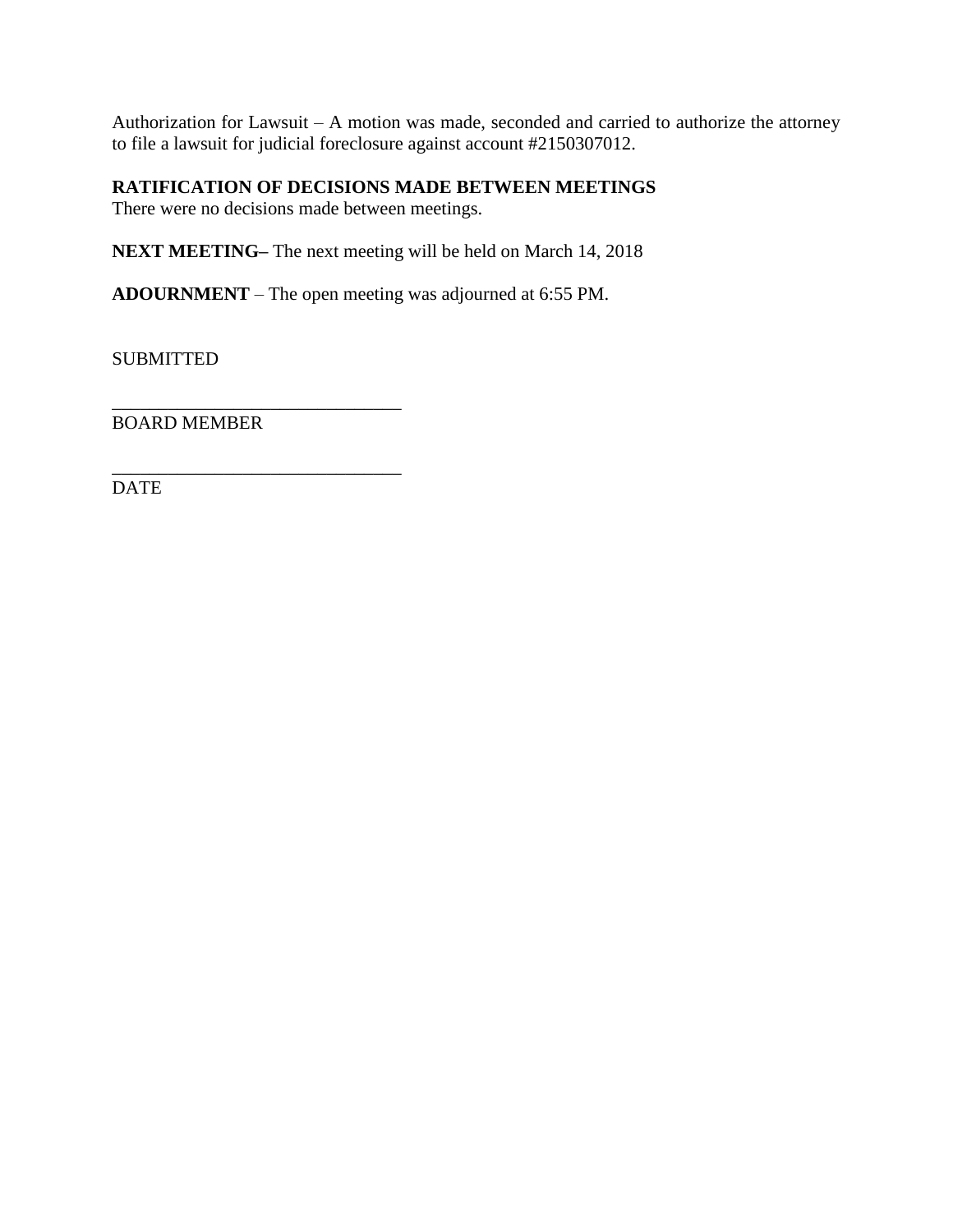Authorization for Lawsuit – A motion was made, seconded and carried to authorize the attorney to file a lawsuit for judicial foreclosure against account #2150307012.

**RATIFICATION OF DECISIONS MADE BETWEEN MEETINGS**
There were no decisions made between meetings.

**NEXT MEETING–** The next meeting will be held on March 14, 2018

**ADOURNMENT** – The open meeting was adjourned at 6:55 PM.

SUBMITTED

_______________________________
BOARD MEMBER

_______________________________
DATE